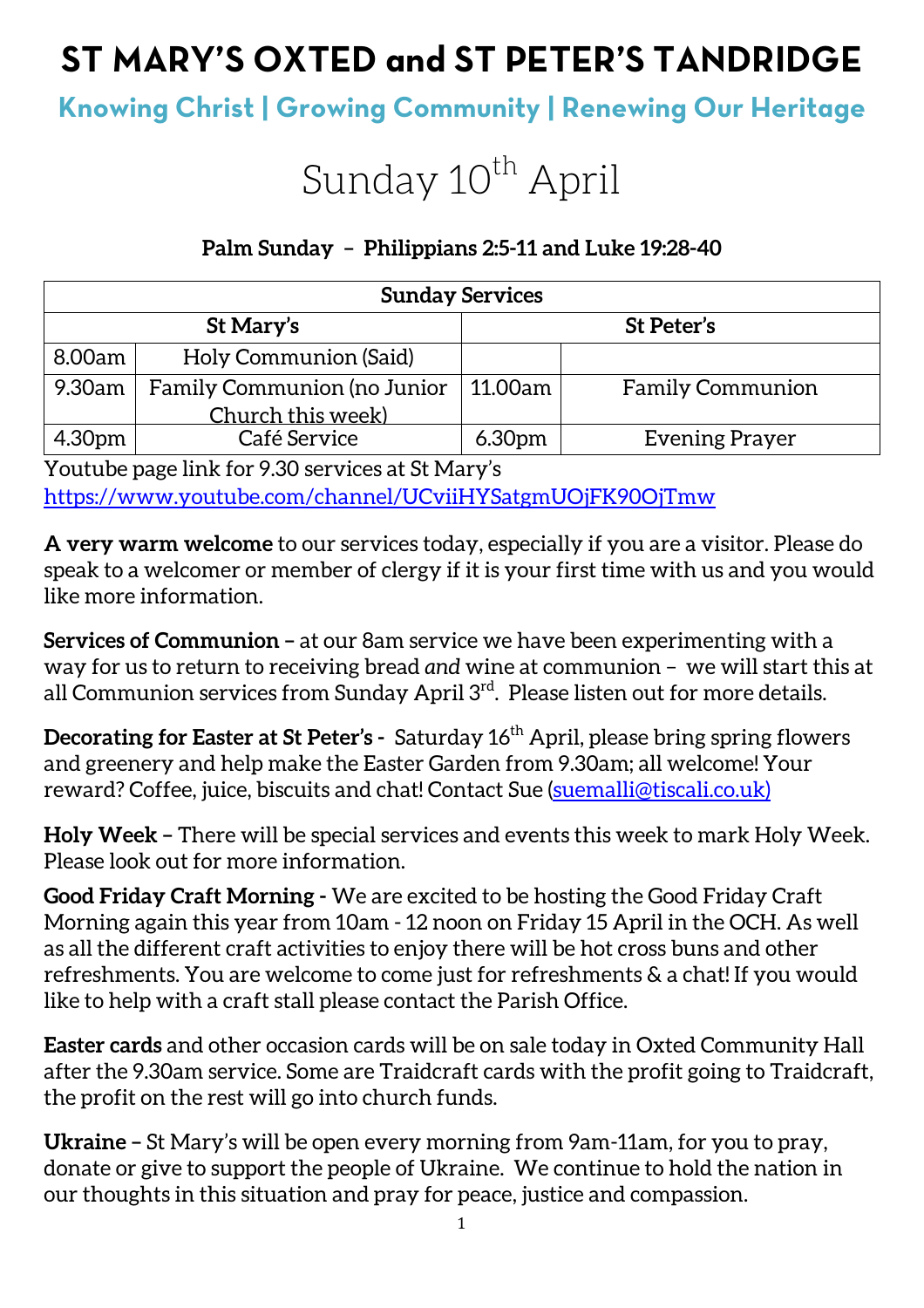# ST MARY'S OXTED and ST PETER'S TANDRIDGE

## Knowing Christ | Growing Community | Renewing Our Heritage

# Sunday 10th April

### Palm Sunday – Philippians 2:5-11 and Luke 19:28-40

| Sunday Services | | | |
|---|---|---|---|
| St Mary's | | St Peter's | |
| 8.00am | Holy Communion (Said) | | |
| 9.30am | Family Communion (no Junior Church this week) | 11.00am | Family Communion |
| 4.30pm | Café Service | 6.30pm | Evening Prayer |

Youtube page link for 9.30 services at St Mary's
https://www.youtube.com/channel/UCviiHYSatgmUOjFK90OjTmw

**A very warm welcome** to our services today, especially if you are a visitor. Please do speak to a welcomer or member of clergy if it is your first time with us and you would like more information.

**Services of Communion –** at our 8am service we have been experimenting with a way for us to return to receiving bread *and* wine at communion – we will start this at all Communion services from Sunday April 3rd. Please listen out for more details.

**Decorating for Easter at St Peter's -** Saturday 16th April, please bring spring flowers and greenery and help make the Easter Garden from 9.30am; all welcome! Your reward? Coffee, juice, biscuits and chat! Contact Sue (suemalli@tiscali.co.uk)

**Holy Week –** There will be special services and events this week to mark Holy Week. Please look out for more information.

**Good Friday Craft Morning -** We are excited to be hosting the Good Friday Craft Morning again this year from 10am - 12 noon on Friday 15 April in the OCH. As well as all the different craft activities to enjoy there will be hot cross buns and other refreshments. You are welcome to come just for refreshments & a chat! If you would like to help with a craft stall please contact the Parish Office.

**Easter cards** and other occasion cards will be on sale today in Oxted Community Hall after the 9.30am service. Some are Traidcraft cards with the profit going to Traidcraft, the profit on the rest will go into church funds.

**Ukraine –** St Mary's will be open every morning from 9am-11am, for you to pray, donate or give to support the people of Ukraine. We continue to hold the nation in our thoughts in this situation and pray for peace, justice and compassion.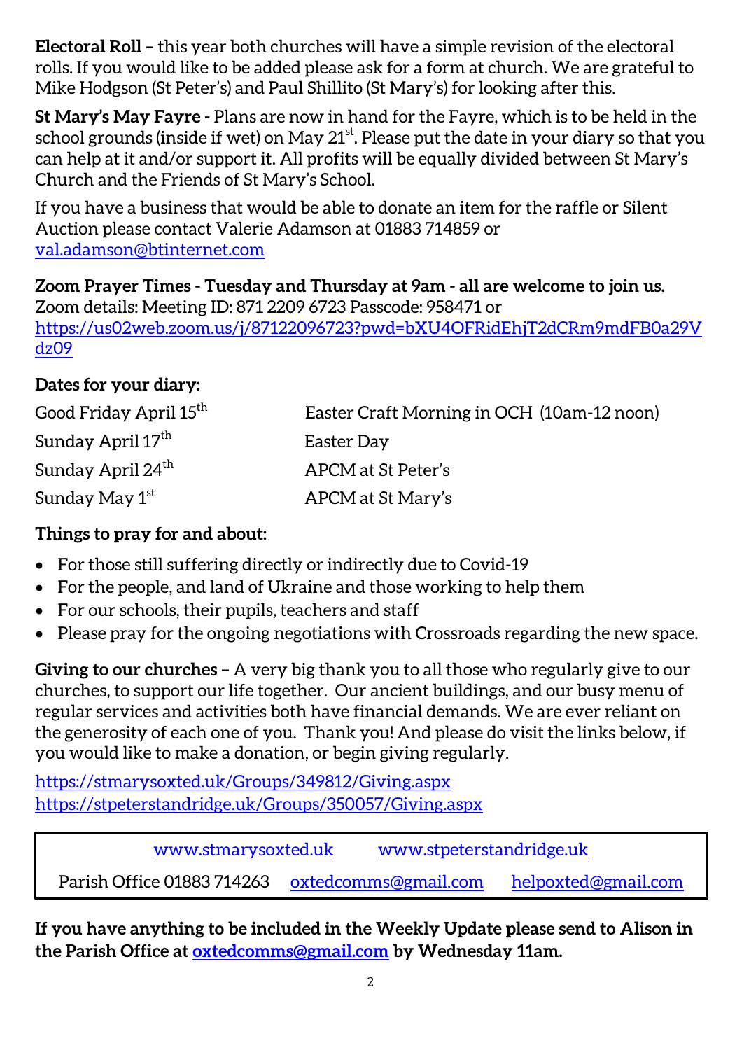**Electoral Roll –** this year both churches will have a simple revision of the electoral rolls. If you would like to be added please ask for a form at church. We are grateful to Mike Hodgson (St Peter's) and Paul Shillito (St Mary's) for looking after this.

**St Mary's May Fayre -** Plans are now in hand for the Fayre, which is to be held in the school grounds (inside if wet) on May 21st. Please put the date in your diary so that you can help at it and/or support it. All profits will be equally divided between St Mary's Church and the Friends of St Mary's School.

If you have a business that would be able to donate an item for the raffle or Silent Auction please contact Valerie Adamson at 01883 714859 or val.adamson@btinternet.com

**Zoom Prayer Times - Tuesday and Thursday at 9am - all are welcome to join us.**
Zoom details: Meeting ID: 871 2209 6723 Passcode: 958471 or https://us02web.zoom.us/j/87122096723?pwd=bXU4OFRidEhjT2dCRm9mdFB0a29Vdz09

**Dates for your diary:**

| | |
|---|---|
| Good Friday April 15th | Easter Craft Morning in OCH (10am-12 noon) |
| Sunday April 17th | Easter Day |
| Sunday April 24th | APCM at St Peter's |
| Sunday May 1st | APCM at St Mary's |

**Things to pray for and about:**

- For those still suffering directly or indirectly due to Covid-19
- For the people, and land of Ukraine and those working to help them
- For our schools, their pupils, teachers and staff
- Please pray for the ongoing negotiations with Crossroads regarding the new space.

**Giving to our churches –** A very big thank you to all those who regularly give to our churches, to support our life together. Our ancient buildings, and our busy menu of regular services and activities both have financial demands. We are ever reliant on the generosity of each one of you. Thank you! And please do visit the links below, if you would like to make a donation, or begin giving regularly.

https://stmarysoxted.uk/Groups/349812/Giving.aspx
https://stpeterstandridge.uk/Groups/350057/Giving.aspx

www.stmarysoxted.uk www.stpeterstandridge.uk

Parish Office 01883 714263 oxtedcomms@gmail.com helpoxted@gmail.com

**If you have anything to be included in the Weekly Update please send to Alison in the Parish Office at oxtedcomms@gmail.com by Wednesday 11am.**